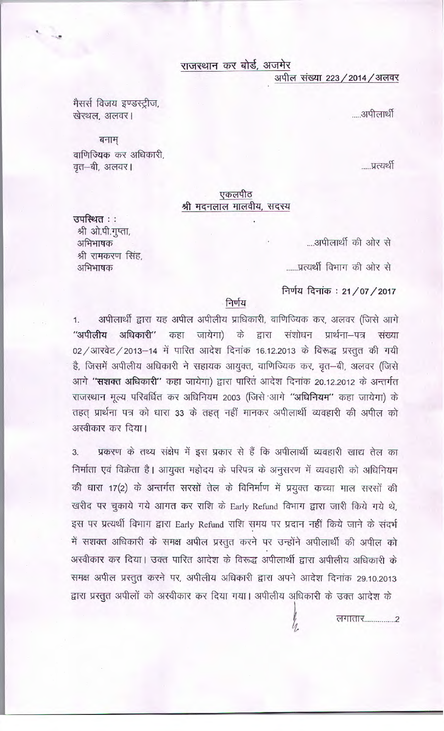## राजस्थान कर बोर्ड, अजमेर

अपील संख्या 223/2014/अलवर

मैसर्स विजय इण्डस्ट्रीज,
खेरथल, अलवर। .....अपीलार्थी

बनाम्

वाणिज्यिक कर अधिकारी,
वृत–बी, अलवर। .....प्रत्यर्थी

एकलपीठ
श्री मदनलाल मालवीय, सदस्य

उपस्थित : :

श्री ओ.पी.गुप्ता,
अभिभाषक ....अपीलार्थी की ओर से

श्री रामकरण सिंह,
अभिभाषक ......प्रत्यर्थी विभाग की ओर से

निर्णय दिनांक : 21/07/2017

निर्णय

1. अपीलार्थी द्वारा यह अपील अपीलीय प्राधिकारी, वाणिज्यिक कर, अलवर (जिसे आगे **"अपीलीय अधिकारी"** कहा जायेगा) के द्वारा संशोधन प्रार्थना–पत्र संख्या 02/आरवेट/2013–14 में पारित आदेश दिनांक 16.12.2013 के विरूद्ध प्रस्तुत की गयी है, जिसमें अपीलीय अधिकारी ने सहायक आयुक्त, वाणिज्यिक कर, वृत–बी, अलवर (जिसे आगे **"सशक्त अधिकारी"** कहा जायेगा) द्वारा पारित आदेश दिनांक 20.12.2012 के अन्तर्गत राजस्थान मूल्य परिवर्धित कर अधिनियम 2003 (जिसे आगे **"अधिनियम"** कहा जायेगा) के तहत् प्रार्थना पत्र को धारा 33 के तहत् नहीं मानकर अपीलार्थी व्यवहारी की अपील को अस्वीकार कर दिया।

3. प्रकरण के तथ्य संक्षेप में इस प्रकार से हैं कि अपीलार्थी व्यवहारी खाद्य तेल का निर्माता एवं विक्रेता है। आयुक्त महोदय के परिपत्र के अनुसरण में व्यवहारी को अधिनियम की धारा 17(2) के अन्तर्गत सरसों तेल के विनिर्माण में प्रयुक्त कच्चा माल सरसों की खरीद पर चुकाये गये आगत कर राशि के Early Refund विभाग द्वारा जारी किये गये थे, इस पर प्रत्यर्थी विभाग द्वारा Early Refund राशि समय पर प्रदान नहीं किये जाने के संदर्भ में सशक्त अधिकारी के समक्ष अपील प्रस्तुत करने पर उन्होंने अपीलार्थी की अपील को अस्वीकार कर दिया। उक्त पारित आदेश के विरूद्ध अपीलार्थी द्वारा अपीलीय अधिकारी के समक्ष अपील प्रस्तुत करने पर, अपीलीय अधिकारी द्वारा अपने आदेश दिनांक 29.10.2013 द्वारा प्रस्तुत अपीलों को अस्वीकार कर दिया गया। अपीलीय अधिकारी के उक्त आदेश के

लगातार................2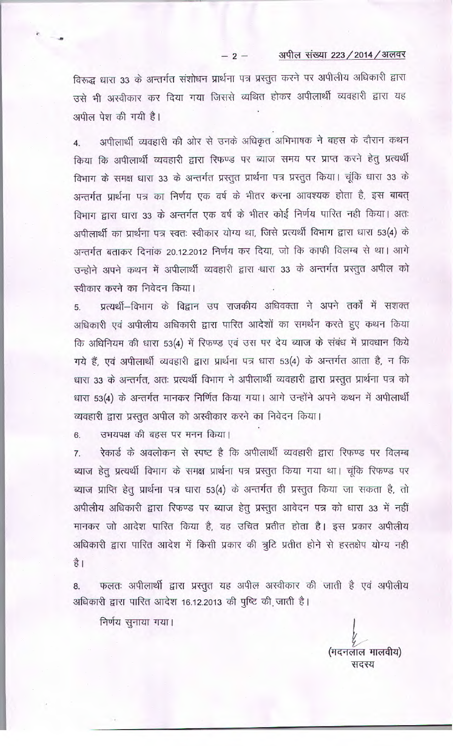विरूद्ध धारा 33 के अन्तर्गत संशोधन प्रार्थना पत्र प्रस्तुत करने पर अपीलीय अधिकारी द्वारा उसे भी अस्वीकार कर दिया गया जिससे व्यथित होकर अपीलार्थी व्यवहारी द्वारा यह अपील पेश की गयी है।

4. अपीलार्थी व्यवहारी की ओर से उनके अधिकृत अभिभाषक ने बहस के दौरान कथन किया कि अपीलार्थी व्यवहारी द्वारा रिफण्ड पर ब्याज समय पर प्राप्त करने हेतु प्रत्यर्थी विभाग के समक्ष धारा 33 के अन्तर्गत प्रस्तुत प्रार्थना पत्र प्रस्तुत किया। चूंकि धारा 33 के अन्तर्गत प्रार्थना पत्र का निर्णय एक वर्ष के भीतर करना आवश्यक होता है, इस बाबत् विभाग द्वारा धारा 33 के अन्तर्गत एक वर्ष के भीतर कोई निर्णय पारित नही किया। अतः अपीलार्थी का प्रार्थना पत्र स्वतः स्वीकार योग्य था, जिसे प्रत्यर्थी विभाग द्वारा धारा 53(4) के अन्तर्गत बताकर दिनांक 20.12.2012 निर्णय कर दिया, जो कि काफी विलम्ब से था। आगे उन्होने अपने कथन में अपीलार्थी व्यवहारी द्वारा धारा 33 के अन्तर्गत प्रस्तुत अपील को स्वीकार करने का निवेदन किया।

5. प्रत्यर्थी–विभाग के विद्वान उप राजकीय अधिवक्ता ने अपने तर्कों में सशक्त अधिकारी एवं अपीलीय अधिकारी द्वारा पारित आदेशों का समर्थन करते हुए कथन किया कि अधिनियम की धारा 53(4) में रिफण्ड एवं उस पर देय ब्याज के संबंध में प्रावधान किये गये हैं, एवं अपीलार्थी व्यवहारी द्वारा प्रार्थना पत्र धारा 53(4) के अन्तर्गत आता है, न कि धारा 33 के अन्तर्गत, अतः प्रत्यर्थी विभाग ने अपीलार्थी व्यवहारी द्वारा प्रस्तुत प्रार्थना पत्र को धारा 53(4) के अन्तर्गत मानकर निर्णित किया गया। आगे उन्होंने अपने कथन में अपीलार्थी व्यवहारी द्वारा प्रस्तुत अपील को अस्वीकार करने का निवेदन किया।

6. उभयपक्ष की बहस पर मनन किया।

7. रेकार्ड के अवलोकन से स्पष्ट है कि अपीलार्थी व्यवहारी द्वारा रिफण्ड पर विलम्ब ब्याज हेतु प्रत्यर्थी विभाग के समक्ष प्रार्थना पत्र प्रस्तुत किया गया था। चूंकि रिफण्ड पर ब्याज प्राप्ति हेतु प्रार्थना पत्र धारा 53(4) के अन्तर्गत ही प्रस्तुत किया जा सकता है, तो अपीलीय अधिकारी द्वारा रिफण्ड पर ब्याज हेतु प्रस्तुत आवेदन पत्र को धारा 33 में नहीं मानकर जो आदेश पारित किया है, वह उचित प्रतीत होता है। इस प्रकार अपीलीय अधिकारी द्वारा पारित आदेश में किसी प्रकार की त्रुटि प्रतीत होने से हस्तक्षेप योग्य नही है।

8. फलतः अपीलार्थी द्वारा प्रस्तुत यह अपील अस्वीकार की जाती है एवं अपीलीय अधिकारी द्वारा पारित आदेश 16.12.2013 की पुष्टि की जाती है।

निर्णय सुनाया गया।

(मदनलाल मालवीय)
सदस्य